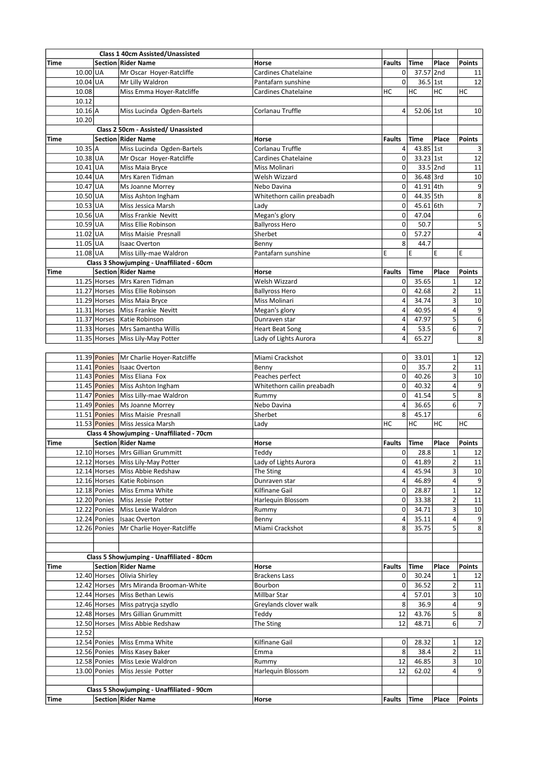| Class 1 40cm Assisted/Unassisted | | | | | | | |
|---|---|---|---|---|---|---|---|
| Time | Section | Rider Name | Horse | Faults | Time | Place | Points |
| 10.00 | UA | Mr Oscar Hoyer-Ratcliffe | Cardines Chatelaine | 0 | 37.57 | 2nd | 11 |
| 10.04 | UA | Mr Lilly Waldron | Pantafarn sunshine | 0 | 36.5 | 1st | 12 |
| 10.08 | | Miss Emma Hoyer-Ratcliffe | Cardines Chatelaine | HC | HC | HC | HC |
| 10.12 | | | | | | | |
| 10.16 | A | Miss Lucinda Ogden-Bartels | Corlanau Truffle | 4 | 52.06 | 1st | 10 |
| 10.20 | | | | | | | |
| **Class 2 50cm - Assisted/ Unassisted** | | | | | | | |
| Time | Section | Rider Name | Horse | Faults | Time | Place | Points |
| 10.35 | A | Miss Lucinda Ogden-Bartels | Corlanau Truffle | 4 | 43.85 | 1st | 3 |
| 10.38 | UA | Mr Oscar Hoyer-Ratcliffe | Cardines Chatelaine | 0 | 33.23 | 1st | 12 |
| 10.41 | UA | Miss Maia Bryce | Miss Molinari | 0 | 33.5 | 2nd | 11 |
| 10.44 | UA | Mrs Karen Tidman | Welsh Wizzard | 0 | 36.48 | 3rd | 10 |
| 10.47 | UA | Ms Joanne Morrey | Nebo Davina | 0 | 41.91 | 4th | 9 |
| 10.50 | UA | Miss Ashton Ingham | Whitethorn cailin preabadh | 0 | 44.35 | 5th | 8 |
| 10.53 | UA | Miss Jessica Marsh | Lady | 0 | 45.61 | 6th | 7 |
| 10.56 | UA | Miss Frankie Nevitt | Megan's glory | 0 | 47.04 | | 6 |
| 10.59 | UA | Miss Ellie Robinson | Ballyross Hero | 0 | 50.7 | | 5 |
| 11.02 | UA | Miss Maisie Presnall | Sherbet | 0 | 57.27 | | 4 |
| 11.05 | UA | Isaac Overton | Benny | 8 | 44.7 | | |
| 11.08 | UA | Miss Lilly-mae Waldron | Pantafarn sunshine | E | E | E | E |
| **Class 3 Showjumping - Unaffiliated - 60cm** | | | | | | | |
| Time | Section | Rider Name | Horse | Faults | Time | Place | Points |
| 11.25 | Horses | Mrs Karen Tidman | Welsh Wizzard | 0 | 35.65 | 1 | 12 |
| 11.27 | Horses | Miss Ellie Robinson | Ballyross Hero | 0 | 42.68 | 2 | 11 |
| 11.29 | Horses | Miss Maia Bryce | Miss Molinari | 4 | 34.74 | 3 | 10 |
| 11.31 | Horses | Miss Frankie Nevitt | Megan's glory | 4 | 40.95 | 4 | 9 |
| 11.37 | Horses | Katie Robinson | Dunraven star | 4 | 47.97 | 5 | 6 |
| 11.33 | Horses | Mrs Samantha Willis | Heart Beat Song | 4 | 53.5 | 6 | 7 |
| 11.35 | Horses | Miss Lily-May Potter | Lady of Lights Aurora | 4 | 65.27 | | 8 |
| | | | | | | | |
| 11.39 | Ponies | Mr Charlie Hoyer-Ratcliffe | Miami Crackshot | 0 | 33.01 | 1 | 12 |
| 11.41 | Ponies | Isaac Overton | Benny | 0 | 35.7 | 2 | 11 |
| 11.43 | Ponies | Miss Eliana Fox | Peaches perfect | 0 | 40.26 | 3 | 10 |
| 11.45 | Ponies | Miss Ashton Ingham | Whitethorn cailin preabadh | 0 | 40.32 | 4 | 9 |
| 11.47 | Ponies | Miss Lilly-mae Waldron | Rummy | 0 | 41.54 | 5 | 8 |
| 11.49 | Ponies | Ms Joanne Morrey | Nebo Davina | 4 | 36.65 | 6 | 7 |
| 11.51 | Ponies | Miss Maisie Presnall | Sherbet | 8 | 45.17 | | 6 |
| 11.53 | Ponies | Miss Jessica Marsh | Lady | HC | HC | HC | HC |
| **Class 4 Showjumping - Unaffiliated - 70cm** | | | | | | | |
| Time | Section | Rider Name | Horse | Faults | Time | Place | Points |
| 12.10 | Horses | Mrs Gillian Grummitt | Teddy | 0 | 28.8 | 1 | 12 |
| 12.12 | Horses | Miss Lily-May Potter | Lady of Lights Aurora | 0 | 41.89 | 2 | 11 |
| 12.14 | Horses | Miss Abbie Redshaw | The Sting | 4 | 45.94 | 3 | 10 |
| 12.16 | Horses | Katie Robinson | Dunraven star | 4 | 46.89 | 4 | 9 |
| 12.18 | Ponies | Miss Emma White | Kilfinane Gail | 0 | 28.87 | 1 | 12 |
| 12.20 | Ponies | Miss Jessie Potter | Harlequin Blossom | 0 | 33.38 | 2 | 11 |
| 12.22 | Ponies | Miss Lexie Waldron | Rummy | 0 | 34.71 | 3 | 10 |
| 12.24 | Ponies | Isaac Overton | Benny | 4 | 35.11 | 4 | 9 |
| 12.26 | Ponies | Mr Charlie Hoyer-Ratcliffe | Miami Crackshot | 8 | 35.75 | 5 | 8 |
| | | | | | | | |
| | | | | | | | |
| **Class 5 Showjumping - Unaffiliated - 80cm** | | | | | | | |
| Time | Section | Rider Name | Horse | Faults | Time | Place | Points |
| 12.40 | Horses | Olivia Shirley | Brackens Lass | 0 | 30.24 | 1 | 12 |
| 12.42 | Horses | Mrs Miranda Brooman-White | Bourbon | 0 | 36.52 | 2 | 11 |
| 12.44 | Horses | Miss Bethan Lewis | Millbar Star | 4 | 57.01 | 3 | 10 |
| 12.46 | Horses | Miss patrycja szydlo | Greylands clover walk | 8 | 36.9 | 4 | 9 |
| 12.48 | Horses | Mrs Gillian Grummitt | Teddy | 12 | 43.76 | 5 | 8 |
| 12.50 | Horses | Miss Abbie Redshaw | The Sting | 12 | 48.71 | 6 | 7 |
| 12.52 | | | | | | | |
| 12.54 | Ponies | Miss Emma White | Kilfinane Gail | 0 | 28.32 | 1 | 12 |
| 12.56 | Ponies | Miss Kasey Baker | Emma | 8 | 38.4 | 2 | 11 |
| 12.58 | Ponies | Miss Lexie Waldron | Rummy | 12 | 46.85 | 3 | 10 |
| 13.00 | Ponies | Miss Jessie Potter | Harlequin Blossom | 12 | 62.02 | 4 | 9 |
| | | | | | | | |
| **Class 5 Showjumping - Unaffiliated - 90cm** | | | | | | | |
| Time | Section | Rider Name | Horse | Faults | Time | Place | Points |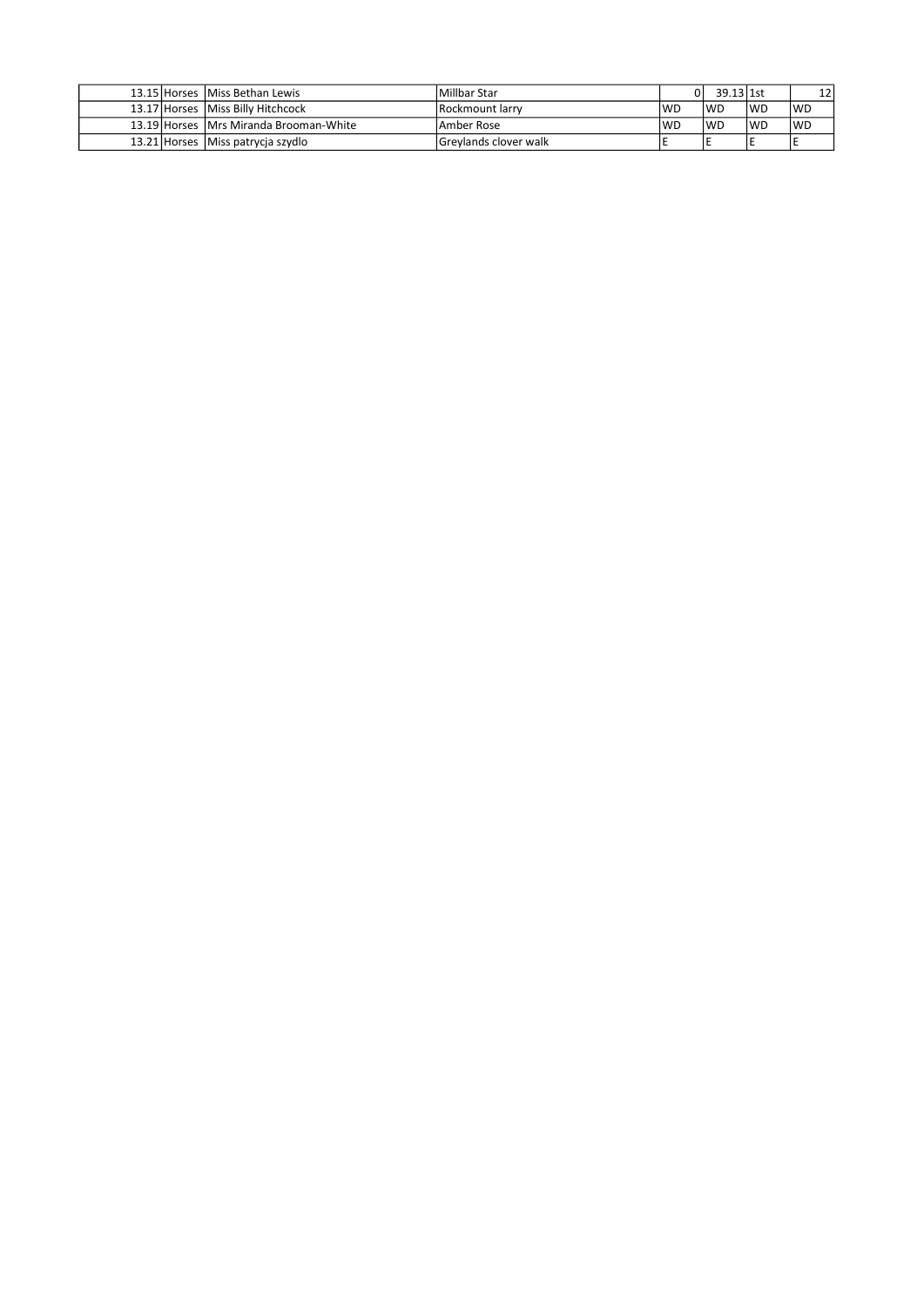| | | | | | | | |
|---|---|---|---|---|---|---|---|
| 13.15 | Horses | Miss Bethan Lewis | Millbar Star | 0 | 39.13 | 1st | 12 |
| 13.17 | Horses | Miss Billy Hitchcock | Rockmount larry | WD | WD | WD | WD |
| 13.19 | Horses | Mrs Miranda Brooman-White | Amber Rose | WD | WD | WD | WD |
| 13.21 | Horses | Miss patrycja szydlo | Greylands clover walk | E | E | E | E |